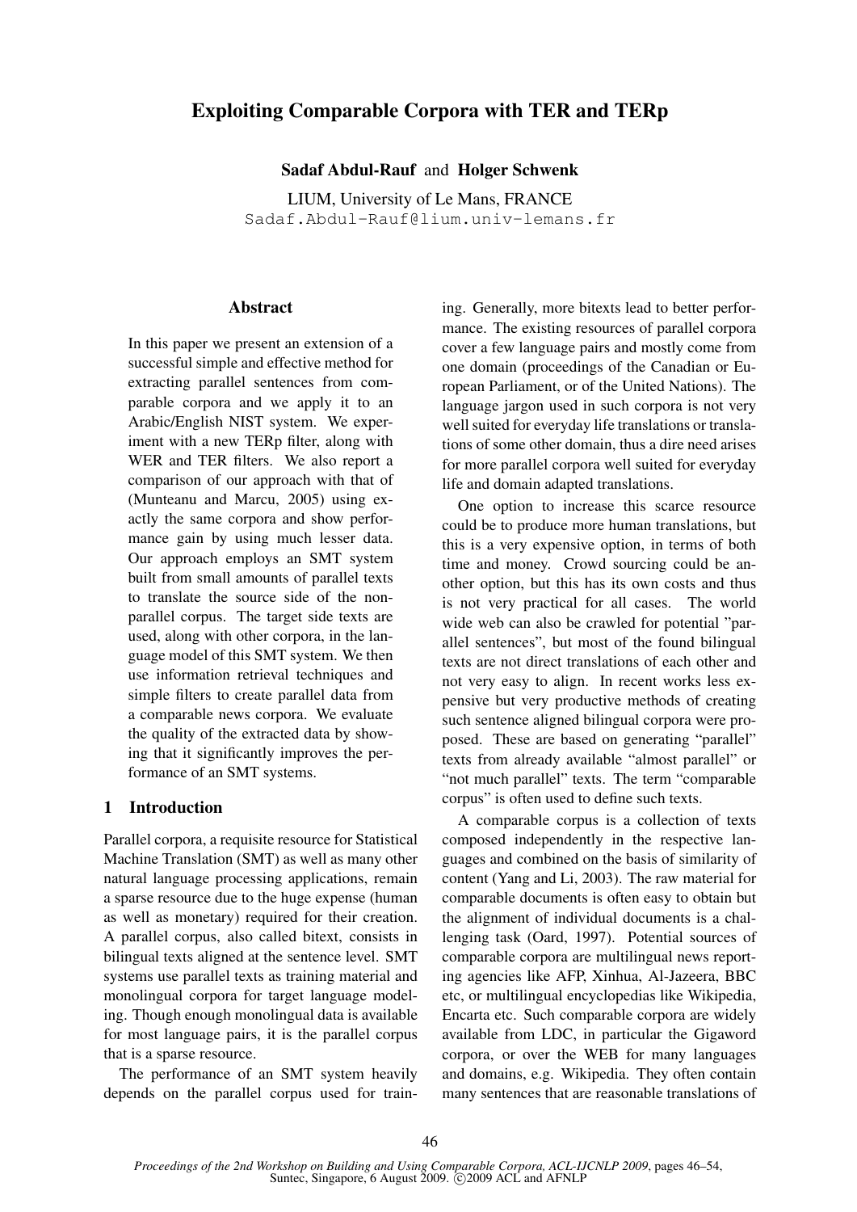# Exploiting Comparable Corpora with TER and TERp

**Sadaf Abdul-Rauf** and **Holger Schwenk**

LIUM, University of Le Mans, FRANCE
Sadaf.Abdul-Rauf@lium.univ-lemans.fr

## Abstract

In this paper we present an extension of a successful simple and effective method for extracting parallel sentences from comparable corpora and we apply it to an Arabic/English NIST system. We experiment with a new TERp filter, along with WER and TER filters. We also report a comparison of our approach with that of (Munteanu and Marcu, 2005) using exactly the same corpora and show performance gain by using much lesser data. Our approach employs an SMT system built from small amounts of parallel texts to translate the source side of the non-parallel corpus. The target side texts are used, along with other corpora, in the language model of this SMT system. We then use information retrieval techniques and simple filters to create parallel data from a comparable news corpora. We evaluate the quality of the extracted data by showing that it significantly improves the performance of an SMT systems.

## 1 Introduction

Parallel corpora, a requisite resource for Statistical Machine Translation (SMT) as well as many other natural language processing applications, remain a sparse resource due to the huge expense (human as well as monetary) required for their creation. A parallel corpus, also called bitext, consists in bilingual texts aligned at the sentence level. SMT systems use parallel texts as training material and monolingual corpora for target language modeling. Though enough monolingual data is available for most language pairs, it is the parallel corpus that is a sparse resource.

The performance of an SMT system heavily depends on the parallel corpus used for training. Generally, more bitexts lead to better performance. The existing resources of parallel corpora cover a few language pairs and mostly come from one domain (proceedings of the Canadian or European Parliament, or of the United Nations). The language jargon used in such corpora is not very well suited for everyday life translations or translations of some other domain, thus a dire need arises for more parallel corpora well suited for everyday life and domain adapted translations.

One option to increase this scarce resource could be to produce more human translations, but this is a very expensive option, in terms of both time and money. Crowd sourcing could be another option, but this has its own costs and thus is not very practical for all cases. The world wide web can also be crawled for potential "parallel sentences", but most of the found bilingual texts are not direct translations of each other and not very easy to align. In recent works less expensive but very productive methods of creating such sentence aligned bilingual corpora were proposed. These are based on generating "parallel" texts from already available "almost parallel" or "not much parallel" texts. The term "comparable corpus" is often used to define such texts.

A comparable corpus is a collection of texts composed independently in the respective languages and combined on the basis of similarity of content (Yang and Li, 2003). The raw material for comparable documents is often easy to obtain but the alignment of individual documents is a challenging task (Oard, 1997). Potential sources of comparable corpora are multilingual news reporting agencies like AFP, Xinhua, Al-Jazeera, BBC etc, or multilingual encyclopedias like Wikipedia, Encarta etc. Such comparable corpora are widely available from LDC, in particular the Gigaword corpora, or over the WEB for many languages and domains, e.g. Wikipedia. They often contain many sentences that are reasonable translations of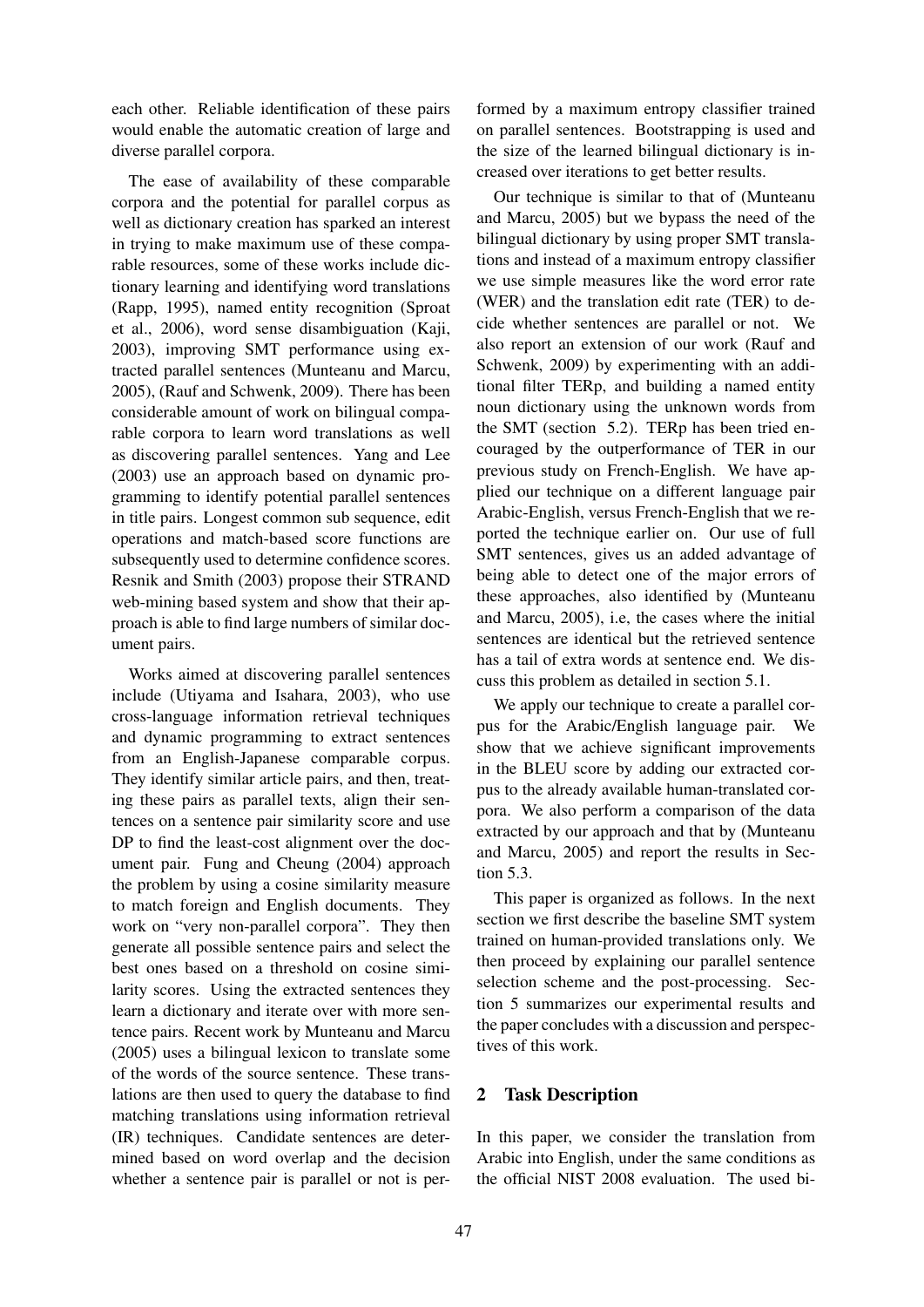each other. Reliable identification of these pairs would enable the automatic creation of large and diverse parallel corpora.

The ease of availability of these comparable corpora and the potential for parallel corpus as well as dictionary creation has sparked an interest in trying to make maximum use of these comparable resources, some of these works include dictionary learning and identifying word translations (Rapp, 1995), named entity recognition (Sproat et al., 2006), word sense disambiguation (Kaji, 2003), improving SMT performance using extracted parallel sentences (Munteanu and Marcu, 2005), (Rauf and Schwenk, 2009). There has been considerable amount of work on bilingual comparable corpora to learn word translations as well as discovering parallel sentences. Yang and Lee (2003) use an approach based on dynamic programming to identify potential parallel sentences in title pairs. Longest common sub sequence, edit operations and match-based score functions are subsequently used to determine confidence scores. Resnik and Smith (2003) propose their STRAND web-mining based system and show that their approach is able to find large numbers of similar document pairs.

Works aimed at discovering parallel sentences include (Utiyama and Isahara, 2003), who use cross-language information retrieval techniques and dynamic programming to extract sentences from an English-Japanese comparable corpus. They identify similar article pairs, and then, treating these pairs as parallel texts, align their sentences on a sentence pair similarity score and use DP to find the least-cost alignment over the document pair. Fung and Cheung (2004) approach the problem by using a cosine similarity measure to match foreign and English documents. They work on "very non-parallel corpora". They then generate all possible sentence pairs and select the best ones based on a threshold on cosine similarity scores. Using the extracted sentences they learn a dictionary and iterate over with more sentence pairs. Recent work by Munteanu and Marcu (2005) uses a bilingual lexicon to translate some of the words of the source sentence. These translations are then used to query the database to find matching translations using information retrieval (IR) techniques. Candidate sentences are determined based on word overlap and the decision whether a sentence pair is parallel or not is performed by a maximum entropy classifier trained on parallel sentences. Bootstrapping is used and the size of the learned bilingual dictionary is increased over iterations to get better results.

Our technique is similar to that of (Munteanu and Marcu, 2005) but we bypass the need of the bilingual dictionary by using proper SMT translations and instead of a maximum entropy classifier we use simple measures like the word error rate (WER) and the translation edit rate (TER) to decide whether sentences are parallel or not. We also report an extension of our work (Rauf and Schwenk, 2009) by experimenting with an additional filter TERp, and building a named entity noun dictionary using the unknown words from the SMT (section 5.2). TERp has been tried encouraged by the outperformance of TER in our previous study on French-English. We have applied our technique on a different language pair Arabic-English, versus French-English that we reported the technique earlier on. Our use of full SMT sentences, gives us an added advantage of being able to detect one of the major errors of these approaches, also identified by (Munteanu and Marcu, 2005), i.e, the cases where the initial sentences are identical but the retrieved sentence has a tail of extra words at sentence end. We discuss this problem as detailed in section 5.1.

We apply our technique to create a parallel corpus for the Arabic/English language pair. We show that we achieve significant improvements in the BLEU score by adding our extracted corpus to the already available human-translated corpora. We also perform a comparison of the data extracted by our approach and that by (Munteanu and Marcu, 2005) and report the results in Section 5.3.

This paper is organized as follows. In the next section we first describe the baseline SMT system trained on human-provided translations only. We then proceed by explaining our parallel sentence selection scheme and the post-processing. Section 5 summarizes our experimental results and the paper concludes with a discussion and perspectives of this work.

## 2 Task Description

In this paper, we consider the translation from Arabic into English, under the same conditions as the official NIST 2008 evaluation. The used bi-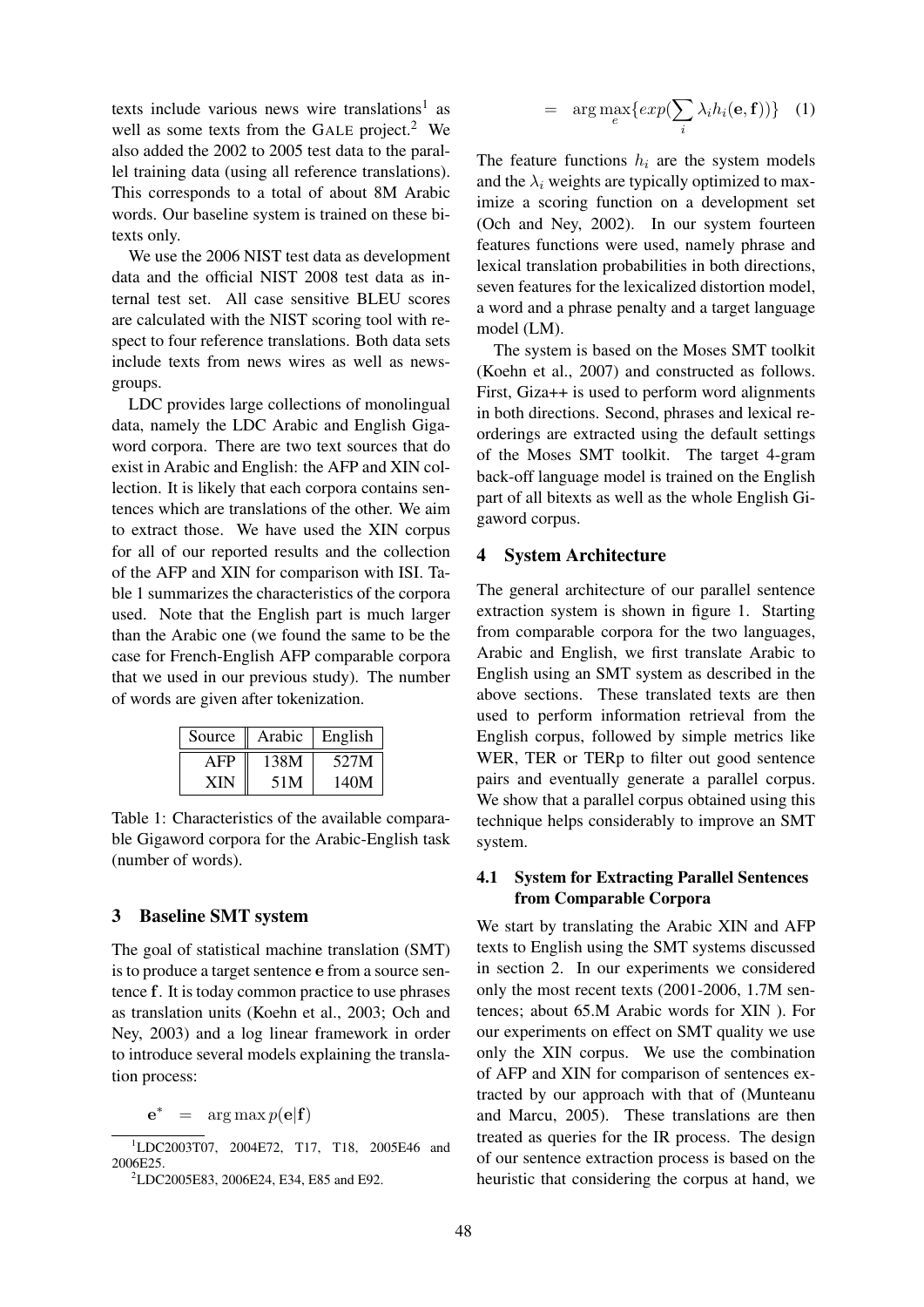texts include various news wire translations[1] as well as some texts from the GALE project.[2] We also added the 2002 to 2005 test data to the parallel training data (using all reference translations). This corresponds to a total of about 8M Arabic words. Our baseline system is trained on these bitexts only.

We use the 2006 NIST test data as development data and the official NIST 2008 test data as internal test set. All case sensitive BLEU scores are calculated with the NIST scoring tool with respect to four reference translations. Both data sets include texts from news wires as well as newsgroups.

LDC provides large collections of monolingual data, namely the LDC Arabic and English Gigaword corpora. There are two text sources that do exist in Arabic and English: the AFP and XIN collection. It is likely that each corpora contains sentences which are translations of the other. We aim to extract those. We have used the XIN corpus for all of our reported results and the collection of the AFP and XIN for comparison with ISI. Table 1 summarizes the characteristics of the corpora used. Note that the English part is much larger than the Arabic one (we found the same to be the case for French-English AFP comparable corpora that we used in our previous study). The number of words are given after tokenization.

| Source | Arabic | English |
|---|---|---|
| AFP | 138M | 527M |
| XIN | 51M | 140M |

Table 1: Characteristics of the available comparable Gigaword corpora for the Arabic-English task (number of words).

## 3 Baseline SMT system

The goal of statistical machine translation (SMT) is to produce a target sentence $\mathbf{e}$ from a source sentence $\mathbf{f}$. It is today common practice to use phrases as translation units (Koehn et al., 2003; Och and Ney, 2003) and a log linear framework in order to introduce several models explaining the translation process:

$$
\begin{aligned}
\mathbf{e}^* &= \arg\max p(\mathbf{e}|\mathbf{f}) \\
&= \arg\max_{e}\{exp(\sum_i \lambda_i h_i(\mathbf{e},\mathbf{f}))\} \quad (1)
\end{aligned}
$$

The feature functions $h_i$ are the system models and the $\lambda_i$ weights are typically optimized to maximize a scoring function on a development set (Och and Ney, 2002). In our system fourteen features functions were used, namely phrase and lexical translation probabilities in both directions, seven features for the lexicalized distortion model, a word and a phrase penalty and a target language model (LM).

The system is based on the Moses SMT toolkit (Koehn et al., 2007) and constructed as follows. First, Giza++ is used to perform word alignments in both directions. Second, phrases and lexical reorderings are extracted using the default settings of the Moses SMT toolkit. The target 4-gram back-off language model is trained on the English part of all bitexts as well as the whole English Gigaword corpus.

## 4 System Architecture

The general architecture of our parallel sentence extraction system is shown in figure 1. Starting from comparable corpora for the two languages, Arabic and English, we first translate Arabic to English using an SMT system as described in the above sections. These translated texts are then used to perform information retrieval from the English corpus, followed by simple metrics like WER, TER or TERp to filter out good sentence pairs and eventually generate a parallel corpus. We show that a parallel corpus obtained using this technique helps considerably to improve an SMT system.

### 4.1 System for Extracting Parallel Sentences from Comparable Corpora

We start by translating the Arabic XIN and AFP texts to English using the SMT systems discussed in section 2. In our experiments we considered only the most recent texts (2001-2006, 1.7M sentences; about 65.M Arabic words for XIN ). For our experiments on effect on SMT quality we use only the XIN corpus. We use the combination of AFP and XIN for comparison of sentences extracted by our approach with that of (Munteanu and Marcu, 2005). These translations are then treated as queries for the IR process. The design of our sentence extraction process is based on the heuristic that considering the corpus at hand, we

[1] LDC2003T07, 2004E72, T17, T18, 2005E46 and 2006E25.

[2] LDC2005E83, 2006E24, E34, E85 and E92.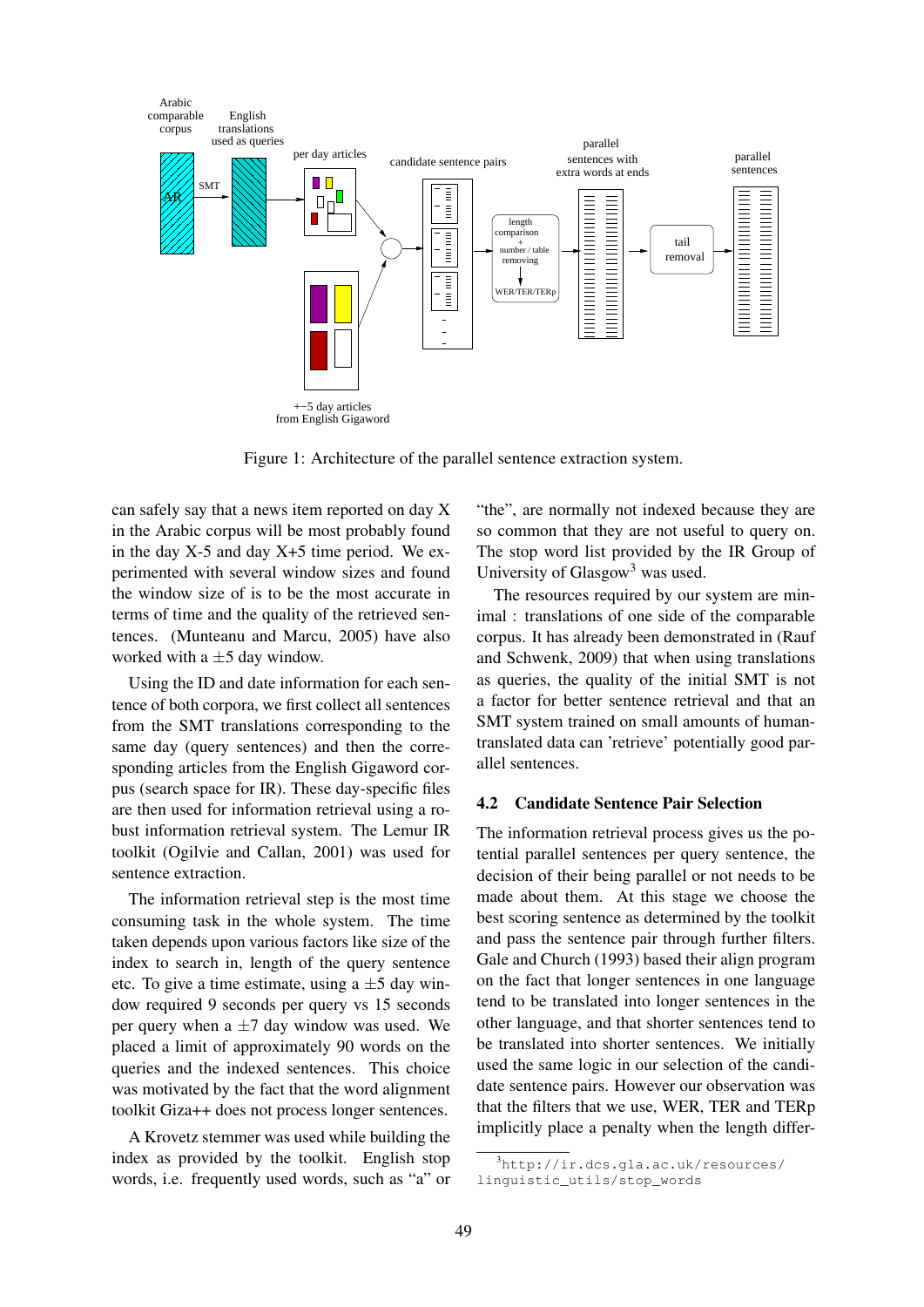Figure 1: Architecture of the parallel sentence extraction system.

can safely say that a news item reported on day X in the Arabic corpus will be most probably found in the day X-5 and day X+5 time period. We experimented with several window sizes and found the window size of is to be the most accurate in terms of time and the quality of the retrieved sentences. (Munteanu and Marcu, 2005) have also worked with a $\pm 5$ day window.

Using the ID and date information for each sentence of both corpora, we first collect all sentences from the SMT translations corresponding to the same day (query sentences) and then the corresponding articles from the English Gigaword corpus (search space for IR). These day-specific files are then used for information retrieval using a robust information retrieval system. The Lemur IR toolkit (Ogilvie and Callan, 2001) was used for sentence extraction.

The information retrieval step is the most time consuming task in the whole system. The time taken depends upon various factors like size of the index to search in, length of the query sentence etc. To give a time estimate, using a $\pm 5$ day window required 9 seconds per query vs 15 seconds per query when a $\pm 7$ day window was used. We placed a limit of approximately 90 words on the queries and the indexed sentences. This choice was motivated by the fact that the word alignment toolkit Giza++ does not process longer sentences.

A Krovetz stemmer was used while building the index as provided by the toolkit. English stop words, i.e. frequently used words, such as "a" or "the", are normally not indexed because they are so common that they are not useful to query on. The stop word list provided by the IR Group of University of Glasgow[3] was used.

The resources required by our system are minimal : translations of one side of the comparable corpus. It has already been demonstrated in (Rauf and Schwenk, 2009) that when using translations as queries, the quality of the initial SMT is not a factor for better sentence retrieval and that an SMT system trained on small amounts of human-translated data can 'retrieve' potentially good parallel sentences.

### 4.2 Candidate Sentence Pair Selection

The information retrieval process gives us the potential parallel sentences per query sentence, the decision of their being parallel or not needs to be made about them. At this stage we choose the best scoring sentence as determined by the toolkit and pass the sentence pair through further filters. Gale and Church (1993) based their align program on the fact that longer sentences in one language tend to be translated into longer sentences in the other language, and that shorter sentences tend to be translated into shorter sentences. We initially used the same logic in our selection of the candidate sentence pairs. However our observation was that the filters that we use, WER, TER and TERp implicitly place a penalty when the length differ-

[3]http://ir.dcs.gla.ac.uk/resources/linguistic_utils/stop_words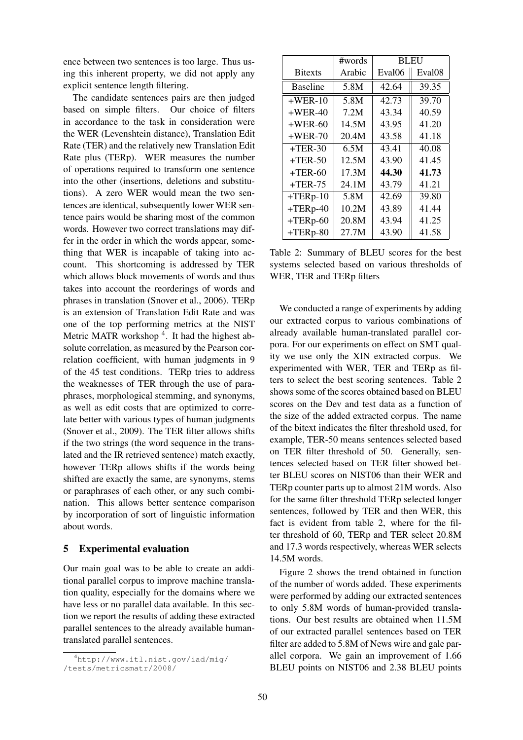ence between two sentences is too large. Thus using this inherent property, we did not apply any explicit sentence length filtering.

The candidate sentences pairs are then judged based on simple filters. Our choice of filters in accordance to the task in consideration were the WER (Levenshtein distance), Translation Edit Rate (TER) and the relatively new Translation Edit Rate plus (TERp). WER measures the number of operations required to transform one sentence into the other (insertions, deletions and substitutions). A zero WER would mean the two sentences are identical, subsequently lower WER sentence pairs would be sharing most of the common words. However two correct translations may differ in the order in which the words appear, something that WER is incapable of taking into account. This shortcoming is addressed by TER which allows block movements of words and thus takes into account the reorderings of words and phrases in translation (Snover et al., 2006). TERp is an extension of Translation Edit Rate and was one of the top performing metrics at the NIST Metric MATR workshop [4]. It had the highest absolute correlation, as measured by the Pearson correlation coefficient, with human judgments in 9 of the 45 test conditions. TERp tries to address the weaknesses of TER through the use of paraphrases, morphological stemming, and synonyms, as well as edit costs that are optimized to correlate better with various types of human judgments (Snover et al., 2009). The TER filter allows shifts if the two strings (the word sequence in the translated and the IR retrieved sentence) match exactly, however TERp allows shifts if the words being shifted are exactly the same, are synonyms, stems or paraphrases of each other, or any such combination. This allows better sentence comparison by incorporation of sort of linguistic information about words.

## 5 Experimental evaluation

Our main goal was to be able to create an additional parallel corpus to improve machine translation quality, especially for the domains where we have less or no parallel data available. In this section we report the results of adding these extracted parallel sentences to the already available human-translated parallel sentences.

[4] http://www.itl.nist.gov/iad/mig//tests/metricsmatr/2008/

| | #words | BLEU | |
|---|---|---|---|
| Bitexts | Arabic | Eval06 | Eval08 |
| Baseline | 5.8M | 42.64 | 39.35 |
| +WER-10 | 5.8M | 42.73 | 39.70 |
| +WER-40 | 7.2M | 43.34 | 40.59 |
| +WER-60 | 14.5M | 43.95 | 41.20 |
| +WER-70 | 20.4M | 43.58 | 41.18 |
| +TER-30 | 6.5M | 43.41 | 40.08 |
| +TER-50 | 12.5M | 43.90 | 41.45 |
| +TER-60 | 17.3M | **44.30** | **41.73** |
| +TER-75 | 24.1M | 43.79 | 41.21 |
| +TERp-10 | 5.8M | 42.69 | 39.80 |
| +TERp-40 | 10.2M | 43.89 | 41.44 |
| +TERp-60 | 20.8M | 43.94 | 41.25 |
| +TERp-80 | 27.7M | 43.90 | 41.58 |

Table 2: Summary of BLEU scores for the best systems selected based on various thresholds of WER, TER and TERp filters

We conducted a range of experiments by adding our extracted corpus to various combinations of already available human-translated parallel corpora. For our experiments on effect on SMT quality we use only the XIN extracted corpus. We experimented with WER, TER and TERp as filters to select the best scoring sentences. Table 2 shows some of the scores obtained based on BLEU scores on the Dev and test data as a function of the size of the added extracted corpus. The name of the bitext indicates the filter threshold used, for example, TER-50 means sentences selected based on TER filter threshold of 50. Generally, sentences selected based on TER filter showed better BLEU scores on NIST06 than their WER and TERp counter parts up to almost 21M words. Also for the same filter threshold TERp selected longer sentences, followed by TER and then WER, this fact is evident from table 2, where for the filter threshold of 60, TERp and TER select 20.8M and 17.3 words respectively, whereas WER selects 14.5M words.

Figure 2 shows the trend obtained in function of the number of words added. These experiments were performed by adding our extracted sentences to only 5.8M words of human-provided translations. Our best results are obtained when 11.5M of our extracted parallel sentences based on TER filter are added to 5.8M of News wire and gale parallel corpora. We gain an improvement of 1.66 BLEU points on NIST06 and 2.38 BLEU points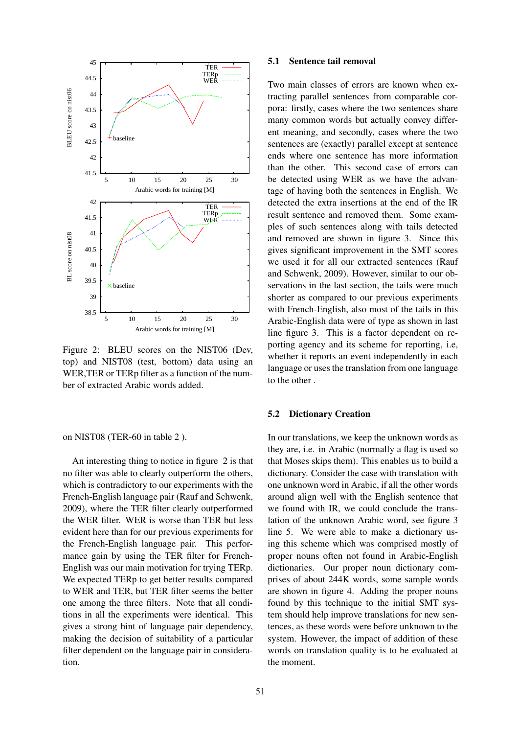Figure 2: BLEU scores on the NIST06 (Dev, top) and NIST08 (test, bottom) data using an WER,TER or TERp filter as a function of the number of extracted Arabic words added.

on NIST08 (TER-60 in table 2 ).

An interesting thing to notice in figure 2 is that no filter was able to clearly outperform the others, which is contradictory to our experiments with the French-English language pair (Rauf and Schwenk, 2009), where the TER filter clearly outperformed the WER filter. WER is worse than TER but less evident here than for our previous experiments for the French-English language pair. This performance gain by using the TER filter for French-English was our main motivation for trying TERp. We expected TERp to get better results compared to WER and TER, but TER filter seems the better one among the three filters. Note that all conditions in all the experiments were identical. This gives a strong hint of language pair dependency, making the decision of suitability of a particular filter dependent on the language pair in consideration.

### 5.1 Sentence tail removal

Two main classes of errors are known when extracting parallel sentences from comparable corpora: firstly, cases where the two sentences share many common words but actually convey different meaning, and secondly, cases where the two sentences are (exactly) parallel except at sentence ends where one sentence has more information than the other. This second case of errors can be detected using WER as we have the advantage of having both the sentences in English. We detected the extra insertions at the end of the IR result sentence and removed them. Some examples of such sentences along with tails detected and removed are shown in figure 3. Since this gives significant improvement in the SMT scores we used it for all our extracted sentences (Rauf and Schwenk, 2009). However, similar to our observations in the last section, the tails were much shorter as compared to our previous experiments with French-English, also most of the tails in this Arabic-English data were of type as shown in last line figure 3. This is a factor dependent on reporting agency and its scheme for reporting, i.e, whether it reports an event independently in each language or uses the translation from one language to the other .

### 5.2 Dictionary Creation

In our translations, we keep the unknown words as they are, i.e. in Arabic (normally a flag is used so that Moses skips them). This enables us to build a dictionary. Consider the case with translation with one unknown word in Arabic, if all the other words around align well with the English sentence that we found with IR, we could conclude the translation of the unknown Arabic word, see figure 3 line 5. We were able to make a dictionary using this scheme which was comprised mostly of proper nouns often not found in Arabic-English dictionaries. Our proper noun dictionary comprises of about 244K words, some sample words are shown in figure 4. Adding the proper nouns found by this technique to the initial SMT system should help improve translations for new sentences, as these words were before unknown to the system. However, the impact of addition of these words on translation quality is to be evaluated at the moment.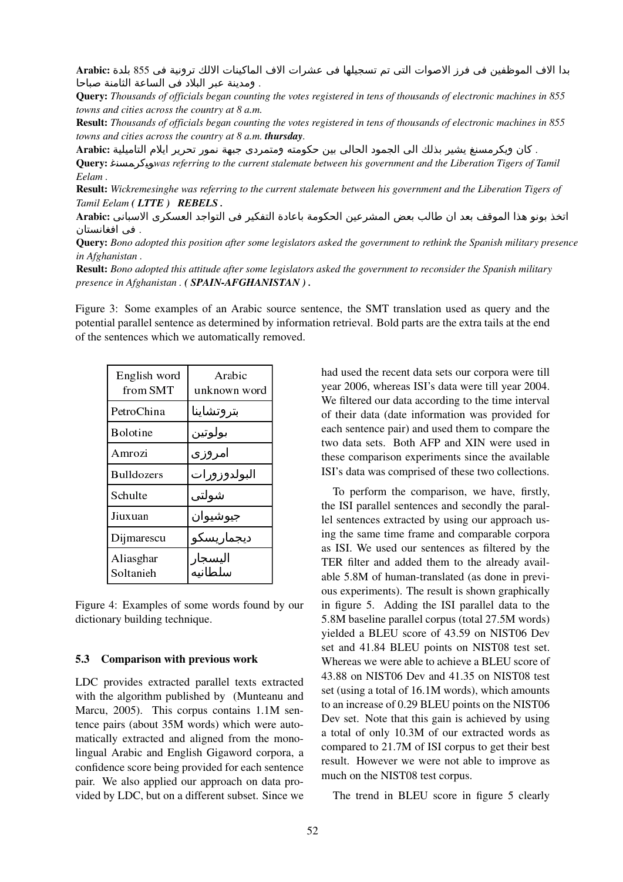**Arabic:** بدا الاف الموظفين فى فرز الاصوات التى تم تسجيلها فى عشرات الاف الماكينات الالك ترونية فى 855 بلدة ومدينة عبر البلاد فى الساعة الثامنة صباحا .

**Query:** *Thousands of officials began counting the votes registered in tens of thousands of electronic machines in 855 towns and cities across the country at 8 a.m.*

**Result:** *Thousands of officials began counting the votes registered in tens of thousands of electronic machines in 855 towns and cities across the country at 8 a.m.* ***thursday***.

**Arabic:** كان ويكرمسنغ يشير بذلك الى الجمود الحالى بين حكومته ومتمردى جبهة نمور تحرير ايلام التاميلية .

**Query:** ويكرمسنغ *was referring to the current stalemate between his government and the Liberation Tigers of Tamil Eelam .*

**Result:** *Wickremesinghe was referring to the current stalemate between his government and the Liberation Tigers of Tamil Eelam* ***( LTTE ) REBELS .***

**Arabic:** اتخذ بونو هذا الموقف بعد ان طالب بعض المشرعين الحكومة باعادة التفكير فى التواجد العسكرى الاسبانى فى افغانستان .

**Query:** *Bono adopted this position after some legislators asked the government to rethink the Spanish military presence in Afghanistan .*

**Result:** *Bono adopted this attitude after some legislators asked the government to reconsider the Spanish military presence in Afghanistan .* ***( SPAIN-AFGHANISTAN ) .***

Figure 3: Some examples of an Arabic source sentence, the SMT translation used as query and the potential parallel sentence as determined by information retrieval. Bold parts are the extra tails at the end of the sentences which we automatically removed.

| English word from SMT | Arabic unknown word |
|---|---|
| PetroChina | بتروتشاينا |
| Bolotine | بولوتين |
| Amrozi | امروزى |
| Bulldozers | البولدوزورات |
| Schulte | شولتى |
| Jiuxuan | جيوشيوان |
| Dijmarescu | ديجماريسكو |
| Aliasghar Soltanieh | اليسجار سلطانيه |

Figure 4: Examples of some words found by our dictionary building technique.

### 5.3 Comparison with previous work

LDC provides extracted parallel texts extracted with the algorithm published by (Munteanu and Marcu, 2005). This corpus contains 1.1M sentence pairs (about 35M words) which were automatically extracted and aligned from the monolingual Arabic and English Gigaword corpora, a confidence score being provided for each sentence pair. We also applied our approach on data provided by LDC, but on a different subset. Since we had used the recent data sets our corpora were till year 2006, whereas ISI's data were till year 2004. We filtered our data according to the time interval of their data (date information was provided for each sentence pair) and used them to compare the two data sets. Both AFP and XIN were used in these comparison experiments since the available ISI's data was comprised of these two collections.

To perform the comparison, we have, firstly, the ISI parallel sentences and secondly the parallel sentences extracted by using our approach using the same time frame and comparable corpora as ISI. We used our sentences as filtered by the TER filter and added them to the already available 5.8M of human-translated (as done in previous experiments). The result is shown graphically in figure 5. Adding the ISI parallel data to the 5.8M baseline parallel corpus (total 27.5M words) yielded a BLEU score of 43.59 on NIST06 Dev set and 41.84 BLEU points on NIST08 test set. Whereas we were able to achieve a BLEU score of 43.88 on NIST06 Dev and 41.35 on NIST08 test set (using a total of 16.1M words), which amounts to an increase of 0.29 BLEU points on the NIST06 Dev set. Note that this gain is achieved by using a total of only 10.3M of our extracted words as compared to 21.7M of ISI corpus to get their best result. However we were not able to improve as much on the NIST08 test corpus.

The trend in BLEU score in figure 5 clearly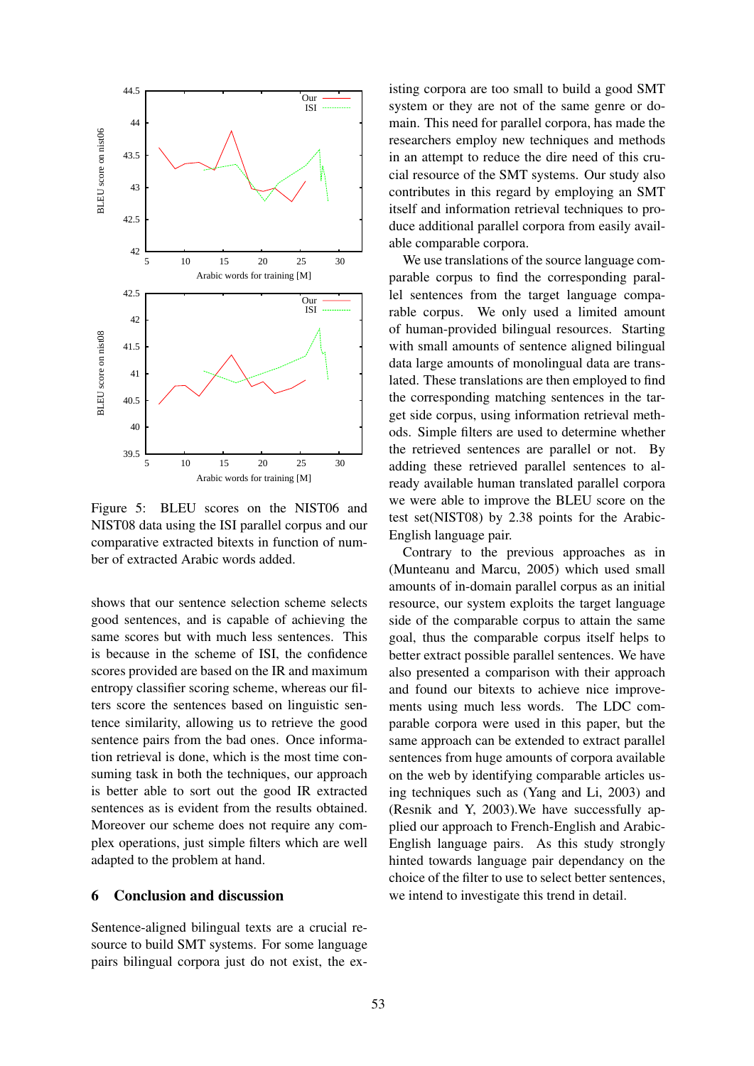Figure 5: BLEU scores on the NIST06 and NIST08 data using the ISI parallel corpus and our comparative extracted bitexts in function of number of extracted Arabic words added.

shows that our sentence selection scheme selects good sentences, and is capable of achieving the same scores but with much less sentences. This is because in the scheme of ISI, the confidence scores provided are based on the IR and maximum entropy classifier scoring scheme, whereas our filters score the sentences based on linguistic sentence similarity, allowing us to retrieve the good sentence pairs from the bad ones. Once information retrieval is done, which is the most time consuming task in both the techniques, our approach is better able to sort out the good IR extracted sentences as is evident from the results obtained. Moreover our scheme does not require any complex operations, just simple filters which are well adapted to the problem at hand.

## 6 Conclusion and discussion

Sentence-aligned bilingual texts are a crucial resource to build SMT systems. For some language pairs bilingual corpora just do not exist, the existing corpora are too small to build a good SMT system or they are not of the same genre or domain. This need for parallel corpora, has made the researchers employ new techniques and methods in an attempt to reduce the dire need of this crucial resource of the SMT systems. Our study also contributes in this regard by employing an SMT itself and information retrieval techniques to produce additional parallel corpora from easily available comparable corpora.

We use translations of the source language comparable corpus to find the corresponding parallel sentences from the target language comparable corpus. We only used a limited amount of human-provided bilingual resources. Starting with small amounts of sentence aligned bilingual data large amounts of monolingual data are translated. These translations are then employed to find the corresponding matching sentences in the target side corpus, using information retrieval methods. Simple filters are used to determine whether the retrieved sentences are parallel or not. By adding these retrieved parallel sentences to already available human translated parallel corpora we were able to improve the BLEU score on the test set(NIST08) by 2.38 points for the Arabic-English language pair.

Contrary to the previous approaches as in (Munteanu and Marcu, 2005) which used small amounts of in-domain parallel corpus as an initial resource, our system exploits the target language side of the comparable corpus to attain the same goal, thus the comparable corpus itself helps to better extract possible parallel sentences. We have also presented a comparison with their approach and found our bitexts to achieve nice improvements using much less words. The LDC comparable corpora were used in this paper, but the same approach can be extended to extract parallel sentences from huge amounts of corpora available on the web by identifying comparable articles using techniques such as (Yang and Li, 2003) and (Resnik and Y, 2003).We have successfully applied our approach to French-English and Arabic-English language pairs. As this study strongly hinted towards language pair dependancy on the choice of the filter to use to select better sentences, we intend to investigate this trend in detail.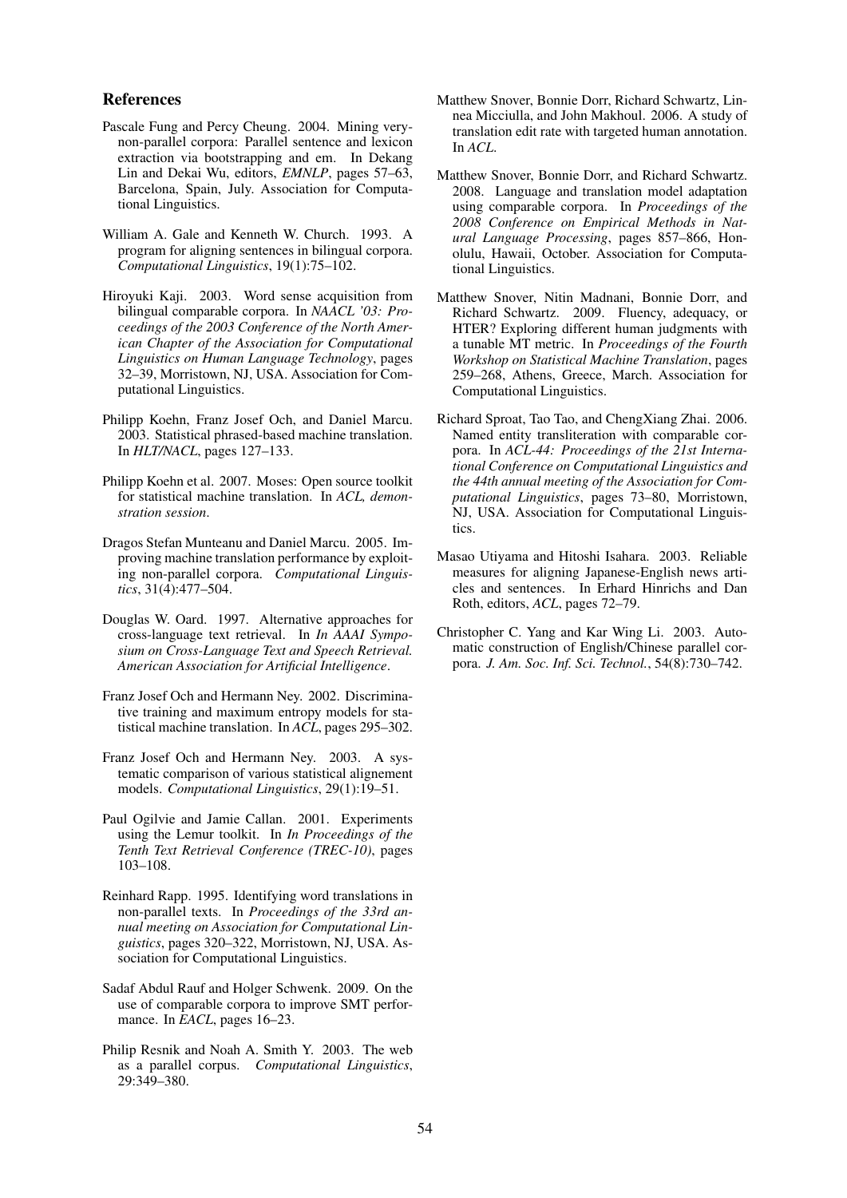## References

Pascale Fung and Percy Cheung. 2004. Mining very-non-parallel corpora: Parallel sentence and lexicon extraction via bootstrapping and em. In Dekang Lin and Dekai Wu, editors, *EMNLP*, pages 57–63, Barcelona, Spain, July. Association for Computational Linguistics.

William A. Gale and Kenneth W. Church. 1993. A program for aligning sentences in bilingual corpora. *Computational Linguistics*, 19(1):75–102.

Hiroyuki Kaji. 2003. Word sense acquisition from bilingual comparable corpora. In *NAACL '03: Proceedings of the 2003 Conference of the North American Chapter of the Association for Computational Linguistics on Human Language Technology*, pages 32–39, Morristown, NJ, USA. Association for Computational Linguistics.

Philipp Koehn, Franz Josef Och, and Daniel Marcu. 2003. Statistical phrased-based machine translation. In *HLT/NACL*, pages 127–133.

Philipp Koehn et al. 2007. Moses: Open source toolkit for statistical machine translation. In *ACL, demonstration session*.

Dragos Stefan Munteanu and Daniel Marcu. 2005. Improving machine translation performance by exploiting non-parallel corpora. *Computational Linguistics*, 31(4):477–504.

Douglas W. Oard. 1997. Alternative approaches for cross-language text retrieval. In *In AAAI Symposium on Cross-Language Text and Speech Retrieval. American Association for Artificial Intelligence*.

Franz Josef Och and Hermann Ney. 2002. Discriminative training and maximum entropy models for statistical machine translation. In *ACL*, pages 295–302.

Franz Josef Och and Hermann Ney. 2003. A systematic comparison of various statistical alignement models. *Computational Linguistics*, 29(1):19–51.

Paul Ogilvie and Jamie Callan. 2001. Experiments using the Lemur toolkit. In *In Proceedings of the Tenth Text Retrieval Conference (TREC-10)*, pages 103–108.

Reinhard Rapp. 1995. Identifying word translations in non-parallel texts. In *Proceedings of the 33rd annual meeting on Association for Computational Linguistics*, pages 320–322, Morristown, NJ, USA. Association for Computational Linguistics.

Sadaf Abdul Rauf and Holger Schwenk. 2009. On the use of comparable corpora to improve SMT performance. In *EACL*, pages 16–23.

Philip Resnik and Noah A. Smith Y. 2003. The web as a parallel corpus. *Computational Linguistics*, 29:349–380.

Matthew Snover, Bonnie Dorr, Richard Schwartz, Linnea Micciulla, and John Makhoul. 2006. A study of translation edit rate with targeted human annotation. In *ACL*.

Matthew Snover, Bonnie Dorr, and Richard Schwartz. 2008. Language and translation model adaptation using comparable corpora. In *Proceedings of the 2008 Conference on Empirical Methods in Natural Language Processing*, pages 857–866, Honolulu, Hawaii, October. Association for Computational Linguistics.

Matthew Snover, Nitin Madnani, Bonnie Dorr, and Richard Schwartz. 2009. Fluency, adequacy, or HTER? Exploring different human judgments with a tunable MT metric. In *Proceedings of the Fourth Workshop on Statistical Machine Translation*, pages 259–268, Athens, Greece, March. Association for Computational Linguistics.

Richard Sproat, Tao Tao, and ChengXiang Zhai. 2006. Named entity transliteration with comparable corpora. In *ACL-44: Proceedings of the 21st International Conference on Computational Linguistics and the 44th annual meeting of the Association for Computational Linguistics*, pages 73–80, Morristown, NJ, USA. Association for Computational Linguistics.

Masao Utiyama and Hitoshi Isahara. 2003. Reliable measures for aligning Japanese-English news articles and sentences. In Erhard Hinrichs and Dan Roth, editors, *ACL*, pages 72–79.

Christopher C. Yang and Kar Wing Li. 2003. Automatic construction of English/Chinese parallel corpora. *J. Am. Soc. Inf. Sci. Technol.*, 54(8):730–742.